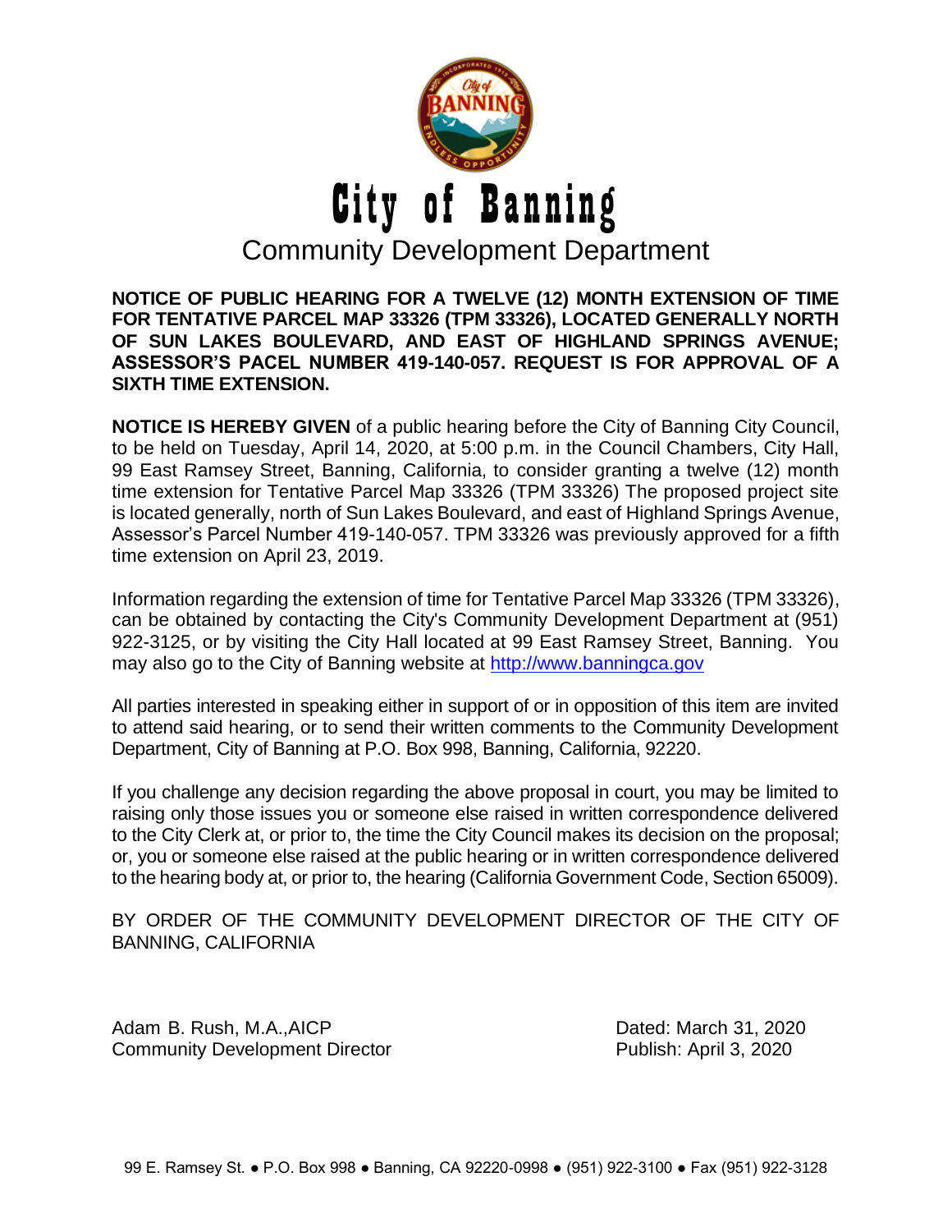# City of Banning

## Community Development Department

**NOTICE OF PUBLIC HEARING FOR A TWELVE (12) MONTH EXTENSION OF TIME FOR TENTATIVE PARCEL MAP 33326 (TPM 33326), LOCATED GENERALLY NORTH OF SUN LAKES BOULEVARD, AND EAST OF HIGHLAND SPRINGS AVENUE; ASSESSOR'S PACEL NUMBER 419-140-057. REQUEST IS FOR APPROVAL OF A SIXTH TIME EXTENSION.**

**NOTICE IS HEREBY GIVEN** of a public hearing before the City of Banning City Council, to be held on Tuesday, April 14, 2020, at 5:00 p.m. in the Council Chambers, City Hall, 99 East Ramsey Street, Banning, California, to consider granting a twelve (12) month time extension for Tentative Parcel Map 33326 (TPM 33326) The proposed project site is located generally, north of Sun Lakes Boulevard, and east of Highland Springs Avenue, Assessor's Parcel Number 419-140-057. TPM 33326 was previously approved for a fifth time extension on April 23, 2019.

Information regarding the extension of time for Tentative Parcel Map 33326 (TPM 33326), can be obtained by contacting the City's Community Development Department at (951) 922-3125, or by visiting the City Hall located at 99 East Ramsey Street, Banning. You may also go to the City of Banning website at http://www.banningca.gov

All parties interested in speaking either in support of or in opposition of this item are invited to attend said hearing, or to send their written comments to the Community Development Department, City of Banning at P.O. Box 998, Banning, California, 92220.

If you challenge any decision regarding the above proposal in court, you may be limited to raising only those issues you or someone else raised in written correspondence delivered to the City Clerk at, or prior to, the time the City Council makes its decision on the proposal; or, you or someone else raised at the public hearing or in written correspondence delivered to the hearing body at, or prior to, the hearing (California Government Code, Section 65009).

BY ORDER OF THE COMMUNITY DEVELOPMENT DIRECTOR OF THE CITY OF BANNING, CALIFORNIA

Adam B. Rush, M.A.,AICP
Community Development Director

Dated: March 31, 2020
Publish: April 3, 2020

99 E. Ramsey St. ● P.O. Box 998 ● Banning, CA 92220-0998 ● (951) 922-3100 ● Fax (951) 922-3128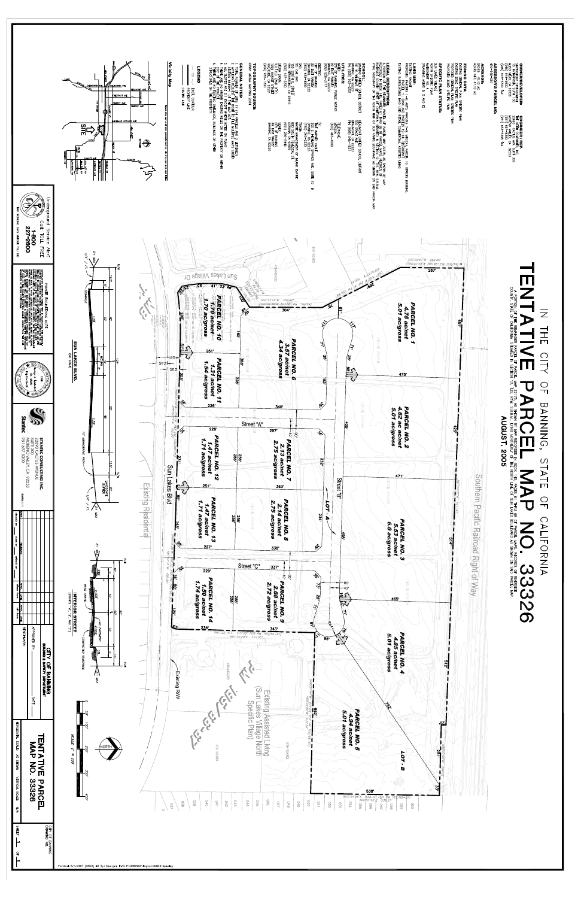# IN THE CITY OF BANNING, STATE OF CALIFORNIA

# TENTATIVE PARCEL MAP NO. 33326

A PORTION OF THE REMAINDER PARCEL OF PARCEL MAP 22775, AS SHOWN BY MAP RECORDED IN BOOK 145, PAGES 51 THRU 58 OF PARCEL MAPS, RECORDS OF RIVERSIDE COUNTY, STATE OF CALIFORNIA, SITUATED IN SECTION 12, T3S, R1W, S.B.M., LYING NORTHERLY OF THE NORTH LINE OF SUN LAKES BOULEVARD AS SHOWN ON SAID PARCEL MAP

AUGUST, 2005

**OWNER/DEVELOPER:**

**ENGINEER / REP.:**

**ACREAGE:**

**ASSESSOR'S PARCEL NO.:**

**ZONING DATA:**

**SPECIFIC PLAN STATUS:**

**LAND USE:**

**LEGAL DESCRIPTION:**

**SCHOOL:**

**UTILITIES:**

**TOPOGRAPHY SOURCE:**

**GENERAL NOTES:**

**LEGEND**

Vicinity Map

SITE

PARCEL NO. 1 — 4.75 ac/net, 5.01 ac/gross

PARCEL NO. 2 — 4.62 ac/net, 5.01 ac/gross

PARCEL NO. 3 — 5.53 ac/net, 6.0 ac/gross

PARCEL NO. 4 — 4.85 ac/net, 5.01 ac/gross

PARCEL NO. 5 — 4.94 ac/net, 5.01 ac/gross

PARCEL NO. 6 — 3.57 ac/net, 4.34 ac/gross

PARCEL NO. 7 — 2.13 ac/net, 2.75 ac/gross

PARCEL NO. 8 — 2.14 ac/net, 2.75 ac/gross

PARCEL NO. 9 — 2.08 ac/net, 2.72 ac/gross

PARCEL NO. 10 — 1.70 ac/gross

PARCEL NO. 11 — 1.31 ac/net, 1.54 ac/gross

PARCEL NO. 12 — 1.47 ac/net, 1.71 ac/gross

PARCEL NO. 13 — 1.47 ac/net, 1.71 ac/gross

PARCEL NO. 14 — 1.50 ac/net, 1.74 ac/gross

LOT - A

LOT - B

Street "A"

Street "B"

Street "C"

Sun Lakes Village Dr

Sun Lakes Blvd

Southern Pacific Railroad Right of Way

Existing Residential

Existing Assisted Living (Sun Lakes Village North Specific Plan)

Existing R/W

SUN LAKES BLVD.

INTERIOR STREET

SCALE: 1" = 100'

NORTH

Underground Service Alert — Call: TOLL FREE 1-800-227-2600

STANTEC CONSULTING INC.

CITY OF BANNING — BUILDING & SAFETY DEPARTMENT

APPROVED BY: ______ DATE: ______

TENTATIVE PARCEL MAP NO. 33326

HORIZONTAL SCALE: AS SHOWN — VERTICAL SCALE: N/A

SHEET 1 OF 1